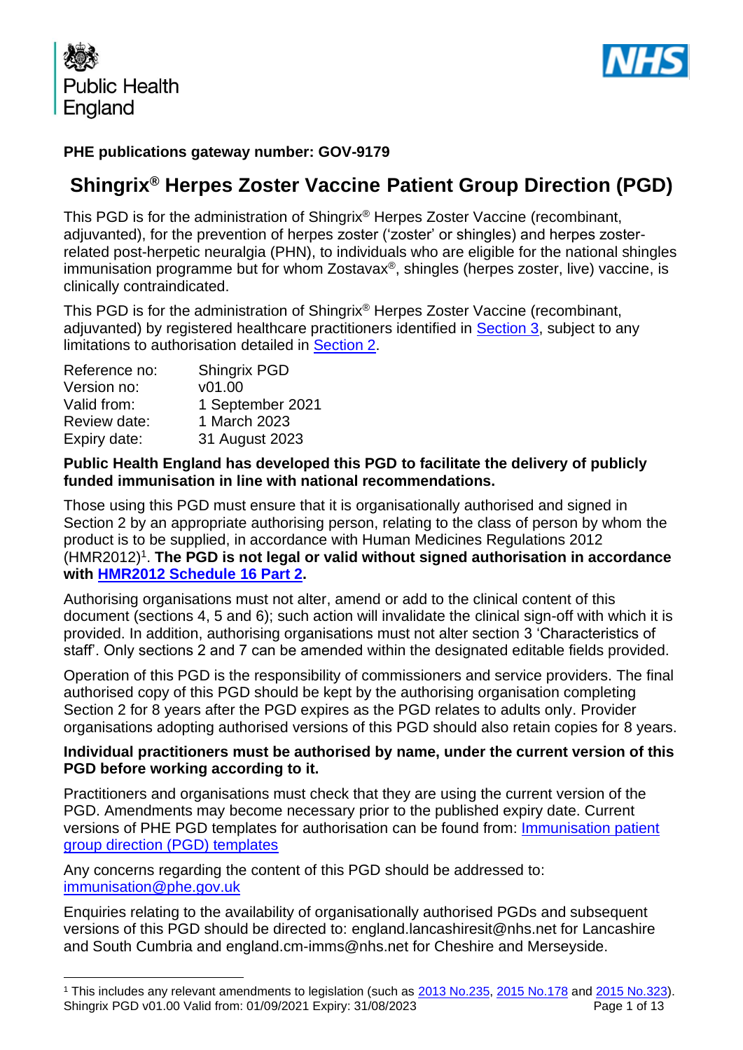Public Health England

NHS

**PHE publications gateway number: GOV-9179**

# Shingrix® Herpes Zoster Vaccine Patient Group Direction (PGD)

This PGD is for the administration of Shingrix® Herpes Zoster Vaccine (recombinant, adjuvanted), for the prevention of herpes zoster ('zoster' or shingles) and herpes zoster-related post-herpetic neuralgia (PHN), to individuals who are eligible for the national shingles immunisation programme but for whom Zostavax®, shingles (herpes zoster, live) vaccine, is clinically contraindicated.

This PGD is for the administration of Shingrix® Herpes Zoster Vaccine (recombinant, adjuvanted) by registered healthcare practitioners identified in Section 3, subject to any limitations to authorisation detailed in Section 2.

| | |
|---|---|
| Reference no: | Shingrix PGD |
| Version no: | v01.00 |
| Valid from: | 1 September 2021 |
| Review date: | 1 March 2023 |
| Expiry date: | 31 August 2023 |

**Public Health England has developed this PGD to facilitate the delivery of publicly funded immunisation in line with national recommendations.**

Those using this PGD must ensure that it is organisationally authorised and signed in Section 2 by an appropriate authorising person, relating to the class of person by whom the product is to be supplied, in accordance with Human Medicines Regulations 2012 (HMR2012)[1]. **The PGD is not legal or valid without signed authorisation in accordance with HMR2012 Schedule 16 Part 2.**

Authorising organisations must not alter, amend or add to the clinical content of this document (sections 4, 5 and 6); such action will invalidate the clinical sign-off with which it is provided. In addition, authorising organisations must not alter section 3 'Characteristics of staff'. Only sections 2 and 7 can be amended within the designated editable fields provided.

Operation of this PGD is the responsibility of commissioners and service providers. The final authorised copy of this PGD should be kept by the authorising organisation completing Section 2 for 8 years after the PGD expires as the PGD relates to adults only. Provider organisations adopting authorised versions of this PGD should also retain copies for 8 years.

**Individual practitioners must be authorised by name, under the current version of this PGD before working according to it.**

Practitioners and organisations must check that they are using the current version of the PGD. Amendments may become necessary prior to the published expiry date. Current versions of PHE PGD templates for authorisation can be found from: Immunisation patient group direction (PGD) templates

Any concerns regarding the content of this PGD should be addressed to: immunisation@phe.gov.uk

Enquiries relating to the availability of organisationally authorised PGDs and subsequent versions of this PGD should be directed to: england.lancashireit@nhs.net for Lancashire and South Cumbria and england.cm-imms@nhs.net for Cheshire and Merseyside.

[1] This includes any relevant amendments to legislation (such as 2013 No.235, 2015 No.178 and 2015 No.323).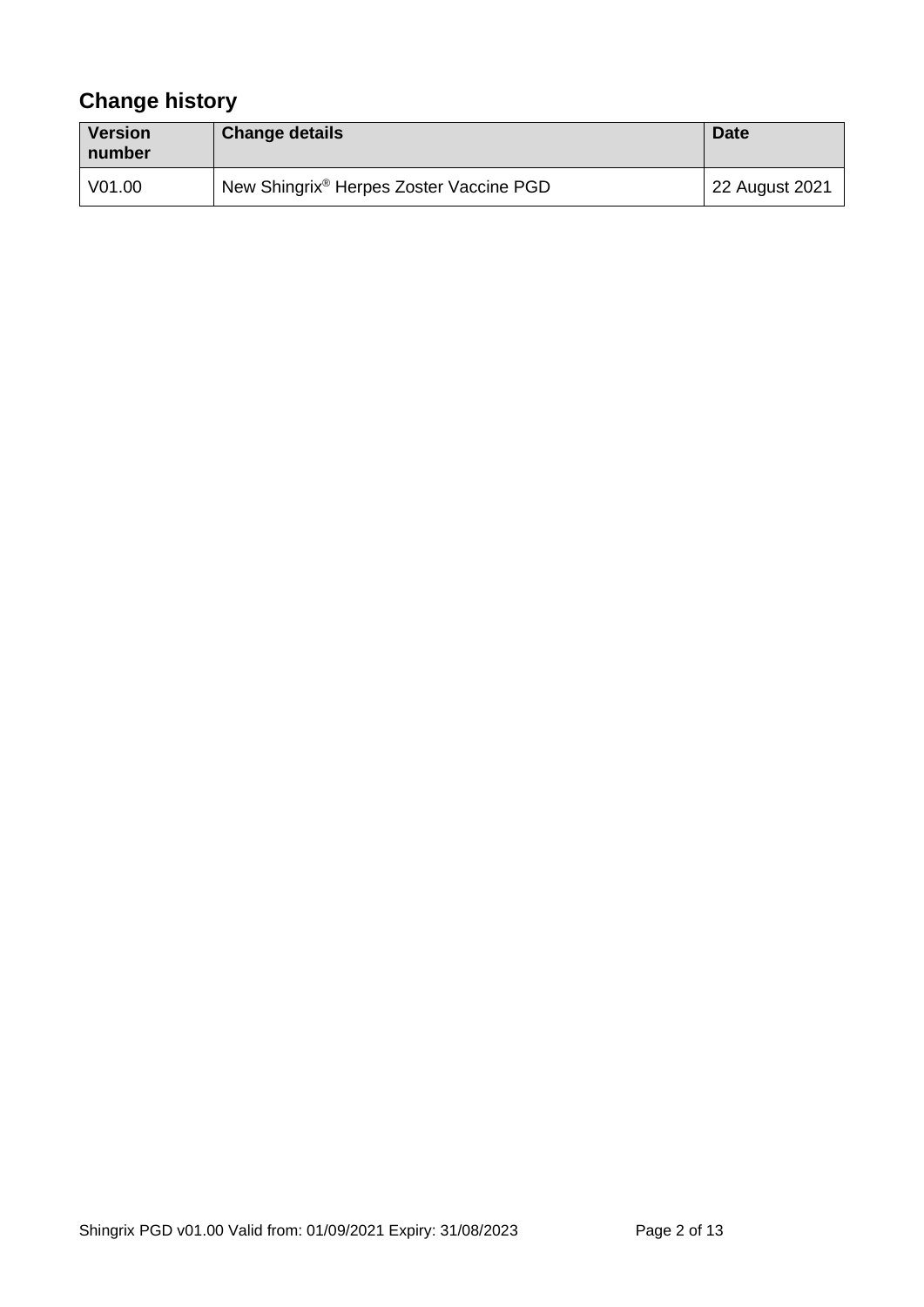## Change history

| Version number | Change details | Date |
| --- | --- | --- |
| V01.00 | New Shingrix® Herpes Zoster Vaccine PGD | 22 August 2021 |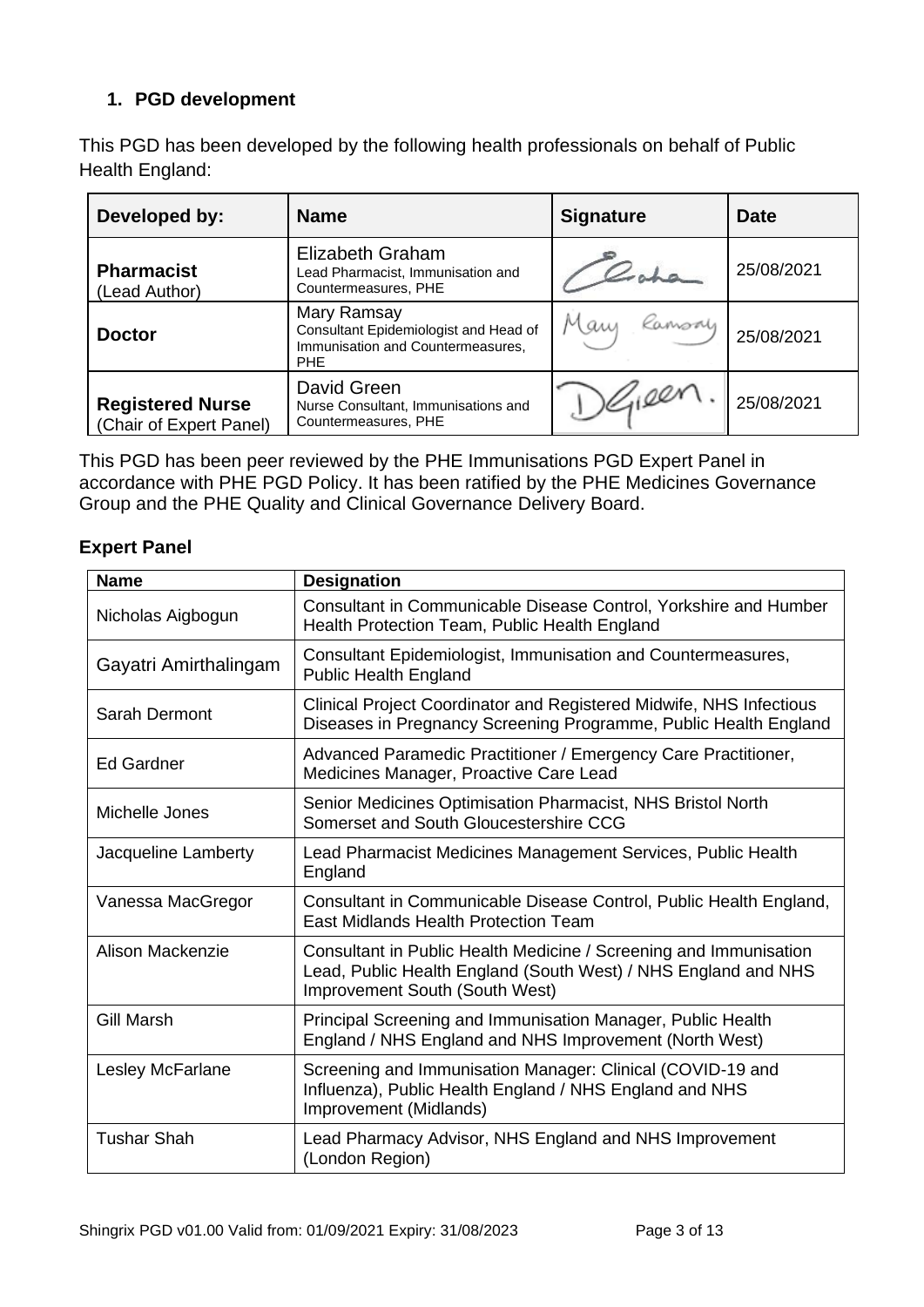## 1. PGD development

This PGD has been developed by the following health professionals on behalf of Public Health England:

| Developed by: | Name | Signature | Date |
|---|---|---|---|
| **Pharmacist** (Lead Author) | Elizabeth Graham<br>Lead Pharmacist, Immunisation and Countermeasures, PHE | | 25/08/2021 |
| **Doctor** | Mary Ramsay<br>Consultant Epidemiologist and Head of Immunisation and Countermeasures, PHE | | 25/08/2021 |
| **Registered Nurse** (Chair of Expert Panel) | David Green<br>Nurse Consultant, Immunisations and Countermeasures, PHE | | 25/08/2021 |

This PGD has been peer reviewed by the PHE Immunisations PGD Expert Panel in accordance with PHE PGD Policy. It has been ratified by the PHE Medicines Governance Group and the PHE Quality and Clinical Governance Delivery Board.

### Expert Panel

| Name | Designation |
|---|---|
| Nicholas Aigbogun | Consultant in Communicable Disease Control, Yorkshire and Humber Health Protection Team, Public Health England |
| Gayatri Amirthalingam | Consultant Epidemiologist, Immunisation and Countermeasures, Public Health England |
| Sarah Dermont | Clinical Project Coordinator and Registered Midwife, NHS Infectious Diseases in Pregnancy Screening Programme, Public Health England |
| Ed Gardner | Advanced Paramedic Practitioner / Emergency Care Practitioner, Medicines Manager, Proactive Care Lead |
| Michelle Jones | Senior Medicines Optimisation Pharmacist, NHS Bristol North Somerset and South Gloucestershire CCG |
| Jacqueline Lamberty | Lead Pharmacist Medicines Management Services, Public Health England |
| Vanessa MacGregor | Consultant in Communicable Disease Control, Public Health England, East Midlands Health Protection Team |
| Alison Mackenzie | Consultant in Public Health Medicine / Screening and Immunisation Lead, Public Health England (South West) / NHS England and NHS Improvement South (South West) |
| Gill Marsh | Principal Screening and Immunisation Manager, Public Health England / NHS England and NHS Improvement (North West) |
| Lesley McFarlane | Screening and Immunisation Manager: Clinical (COVID-19 and Influenza), Public Health England / NHS England and NHS Improvement (Midlands) |
| Tushar Shah | Lead Pharmacy Advisor, NHS England and NHS Improvement (London Region) |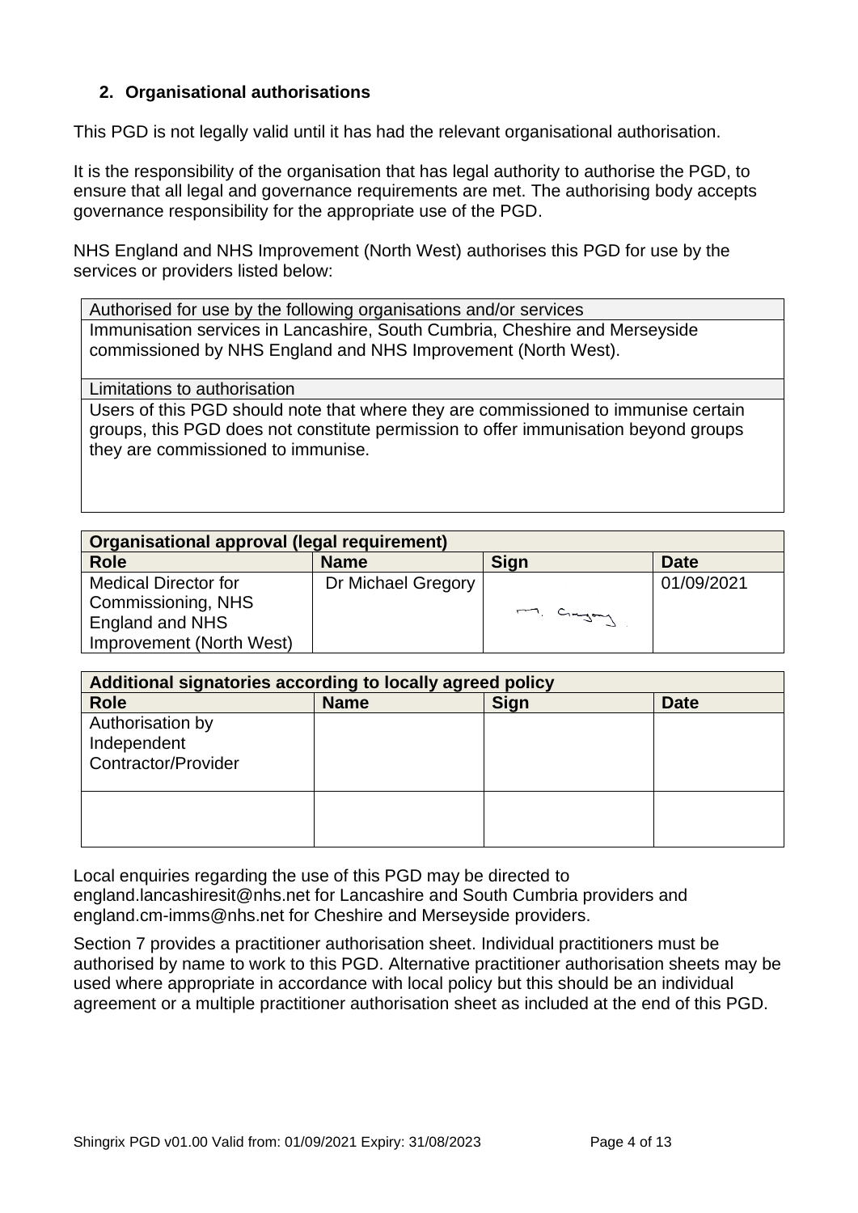## 2. Organisational authorisations

This PGD is not legally valid until it has had the relevant organisational authorisation.

It is the responsibility of the organisation that has legal authority to authorise the PGD, to ensure that all legal and governance requirements are met. The authorising body accepts governance responsibility for the appropriate use of the PGD.

NHS England and NHS Improvement (North West) authorises this PGD for use by the services or providers listed below:

| Authorised for use by the following organisations and/or services |
|---|
| Immunisation services in Lancashire, South Cumbria, Cheshire and Merseyside commissioned by NHS England and NHS Improvement (North West). |
| **Limitations to authorisation** |
| Users of this PGD should note that where they are commissioned to immunise certain groups, this PGD does not constitute permission to offer immunisation beyond groups they are commissioned to immunise. |

| **Organisational approval (legal requirement)** | | | |
|---|---|---|---|
| **Role** | **Name** | **Sign** | **Date** |
| Medical Director for Commissioning, NHS England and NHS Improvement (North West) | Dr Michael Gregory | M. Gregory | 01/09/2021 |

| **Additional signatories according to locally agreed policy** | | | |
|---|---|---|---|
| **Role** | **Name** | **Sign** | **Date** |
| Authorisation by Independent Contractor/Provider | | | |
| | | | |

Local enquiries regarding the use of this PGD may be directed to england.lancashiresit@nhs.net for Lancashire and South Cumbria providers and england.cm-imms@nhs.net for Cheshire and Merseyside providers.

Section 7 provides a practitioner authorisation sheet. Individual practitioners must be authorised by name to work to this PGD. Alternative practitioner authorisation sheets may be used where appropriate in accordance with local policy but this should be an individual agreement or a multiple practitioner authorisation sheet as included at the end of this PGD.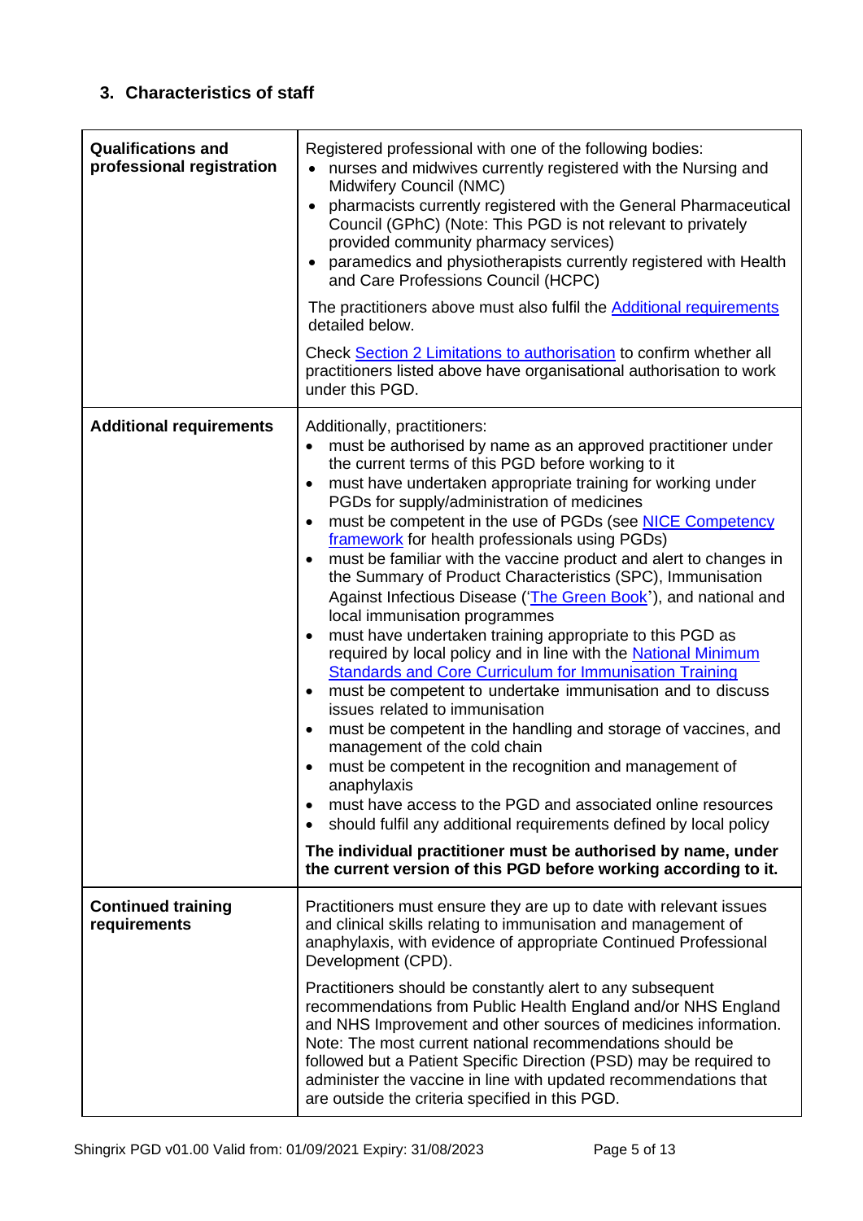## 3. Characteristics of staff

| | |
|---|---|
| **Qualifications and professional registration** | Registered professional with one of the following bodies:<br>• nurses and midwives currently registered with the Nursing and Midwifery Council (NMC)<br>• pharmacists currently registered with the General Pharmaceutical Council (GPhC) (Note: This PGD is not relevant to privately provided community pharmacy services)<br>• paramedics and physiotherapists currently registered with Health and Care Professions Council (HCPC)<br><br>The practitioners above must also fulfil the Additional requirements detailed below.<br><br>Check Section 2 Limitations to authorisation to confirm whether all practitioners listed above have organisational authorisation to work under this PGD. |
| **Additional requirements** | Additionally, practitioners:<br>• must be authorised by name as an approved practitioner under the current terms of this PGD before working to it<br>• must have undertaken appropriate training for working under PGDs for supply/administration of medicines<br>• must be competent in the use of PGDs (see NICE Competency framework for health professionals using PGDs)<br>• must be familiar with the vaccine product and alert to changes in the Summary of Product Characteristics (SPC), Immunisation Against Infectious Disease ('The Green Book'), and national and local immunisation programmes<br>• must have undertaken training appropriate to this PGD as required by local policy and in line with the National Minimum Standards and Core Curriculum for Immunisation Training<br>• must be competent to undertake immunisation and to discuss issues related to immunisation<br>• must be competent in the handling and storage of vaccines, and management of the cold chain<br>• must be competent in the recognition and management of anaphylaxis<br>• must have access to the PGD and associated online resources<br>• should fulfil any additional requirements defined by local policy<br><br>**The individual practitioner must be authorised by name, under the current version of this PGD before working according to it.** |
| **Continued training requirements** | Practitioners must ensure they are up to date with relevant issues and clinical skills relating to immunisation and management of anaphylaxis, with evidence of appropriate Continued Professional Development (CPD).<br><br>Practitioners should be constantly alert to any subsequent recommendations from Public Health England and/or NHS England and NHS Improvement and other sources of medicines information. Note: The most current national recommendations should be followed but a Patient Specific Direction (PSD) may be required to administer the vaccine in line with updated recommendations that are outside the criteria specified in this PGD. |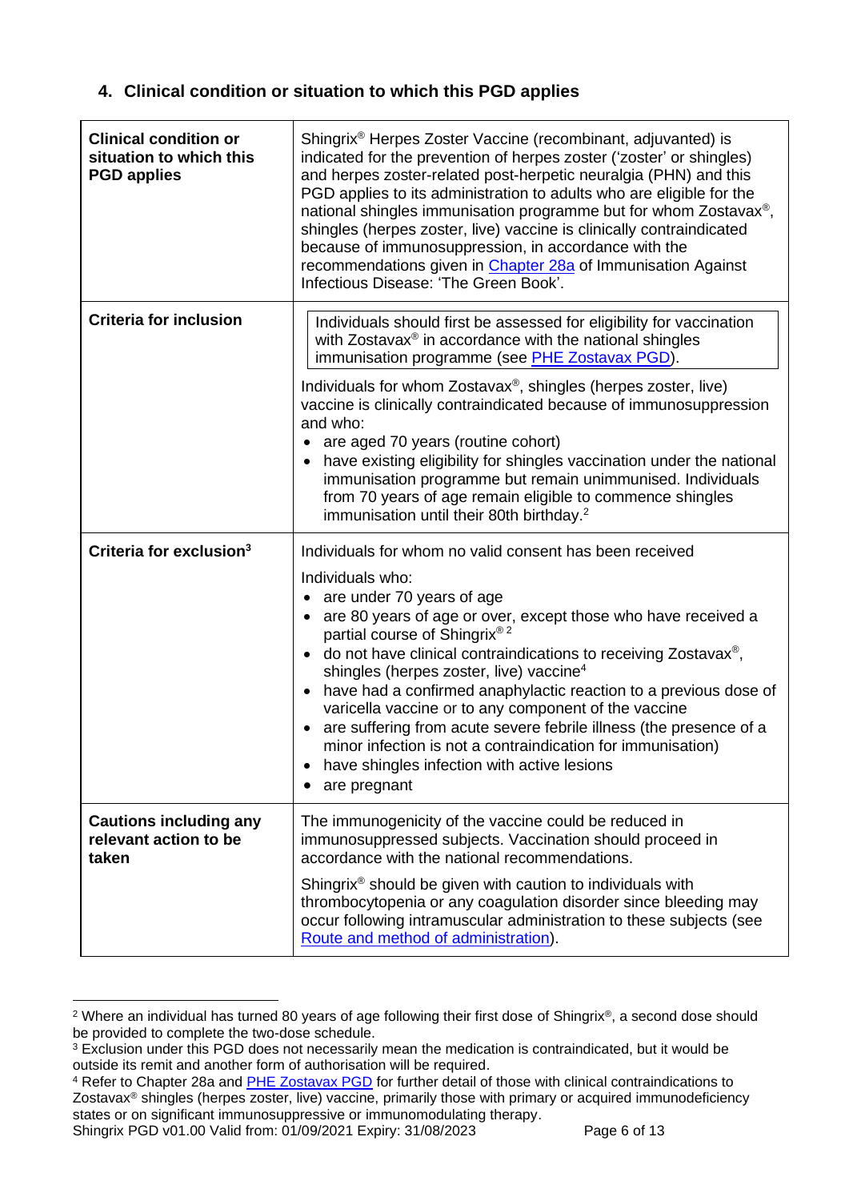## 4. Clinical condition or situation to which this PGD applies

| | |
|---|---|
| **Clinical condition or situation to which this PGD applies** | Shingrix® Herpes Zoster Vaccine (recombinant, adjuvanted) is indicated for the prevention of herpes zoster ('zoster' or shingles) and herpes zoster-related post-herpetic neuralgia (PHN) and this PGD applies to its administration to adults who are eligible for the national shingles immunisation programme but for whom Zostavax®, shingles (herpes zoster, live) vaccine is clinically contraindicated because of immunosuppression, in accordance with the recommendations given in [Chapter 28a](#) of Immunisation Against Infectious Disease: 'The Green Book'. |
| **Criteria for inclusion** | Individuals should first be assessed for eligibility for vaccination with Zostavax® in accordance with the national shingles immunisation programme (see [PHE Zostavax PGD](#)).<br><br>Individuals for whom Zostavax®, shingles (herpes zoster, live) vaccine is clinically contraindicated because of immunosuppression and who:<br>• are aged 70 years (routine cohort)<br>• have existing eligibility for shingles vaccination under the national immunisation programme but remain unimmunised. Individuals from 70 years of age remain eligible to commence shingles immunisation until their 80th birthday.[2] |
| **Criteria for exclusion[3]** | Individuals for whom no valid consent has been received<br><br>Individuals who:<br>• are under 70 years of age<br>• are 80 years of age or over, except those who have received a partial course of Shingrix® [2]<br>• do not have clinical contraindications to receiving Zostavax®, shingles (herpes zoster, live) vaccine[4]<br>• have had a confirmed anaphylactic reaction to a previous dose of varicella vaccine or to any component of the vaccine<br>• are suffering from acute severe febrile illness (the presence of a minor infection is not a contraindication for immunisation)<br>• have shingles infection with active lesions<br>• are pregnant |
| **Cautions including any relevant action to be taken** | The immunogenicity of the vaccine could be reduced in immunosuppressed subjects. Vaccination should proceed in accordance with the national recommendations.<br><br>Shingrix® should be given with caution to individuals with thrombocytopenia or any coagulation disorder since bleeding may occur following intramuscular administration to these subjects (see [Route and method of administration](#)). |

---

[2] Where an individual has turned 80 years of age following their first dose of Shingrix®, a second dose should be provided to complete the two-dose schedule.

[3] Exclusion under this PGD does not necessarily mean the medication is contraindicated, but it would be outside its remit and another form of authorisation will be required.

[4] Refer to Chapter 28a and [PHE Zostavax PGD](#) for further detail of those with clinical contraindications to Zostavax® shingles (herpes zoster, live) vaccine, primarily those with primary or acquired immunodeficiency states or on significant immunosuppressive or immunomodulating therapy.

Shingrix PGD v01.00 Valid from: 01/09/2021 Expiry: 31/08/2023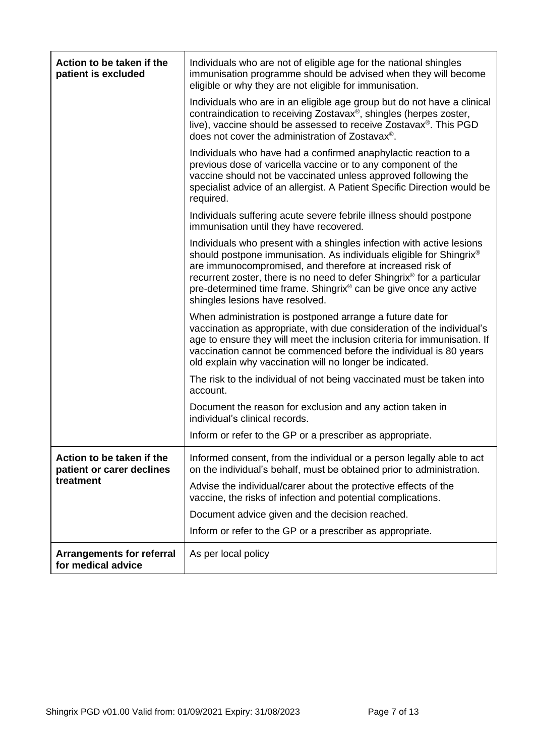| | |
|---|---|
| **Action to be taken if the patient is excluded** | Individuals who are not of eligible age for the national shingles immunisation programme should be advised when they will become eligible or why they are not eligible for immunisation.<br><br>Individuals who are in an eligible age group but do not have a clinical contraindication to receiving Zostavax®, shingles (herpes zoster, live), vaccine should be assessed to receive Zostavax®. This PGD does not cover the administration of Zostavax®.<br><br>Individuals who have had a confirmed anaphylactic reaction to a previous dose of varicella vaccine or to any component of the vaccine should not be vaccinated unless approved following the specialist advice of an allergist. A Patient Specific Direction would be required.<br><br>Individuals suffering acute severe febrile illness should postpone immunisation until they have recovered.<br><br>Individuals who present with a shingles infection with active lesions should postpone immunisation. As individuals eligible for Shingrix® are immunocompromised, and therefore at increased risk of recurrent zoster, there is no need to defer Shingrix® for a particular pre-determined time frame. Shingrix® can be give once any active shingles lesions have resolved.<br><br>When administration is postponed arrange a future date for vaccination as appropriate, with due consideration of the individual's age to ensure they will meet the inclusion criteria for immunisation. If vaccination cannot be commenced before the individual is 80 years old explain why vaccination will no longer be indicated.<br><br>The risk to the individual of not being vaccinated must be taken into account.<br><br>Document the reason for exclusion and any action taken in individual's clinical records.<br><br>Inform or refer to the GP or a prescriber as appropriate. |
| **Action to be taken if the patient or carer declines treatment** | Informed consent, from the individual or a person legally able to act on the individual's behalf, must be obtained prior to administration.<br><br>Advise the individual/carer about the protective effects of the vaccine, the risks of infection and potential complications.<br><br>Document advice given and the decision reached.<br><br>Inform or refer to the GP or a prescriber as appropriate. |
| **Arrangements for referral for medical advice** | As per local policy |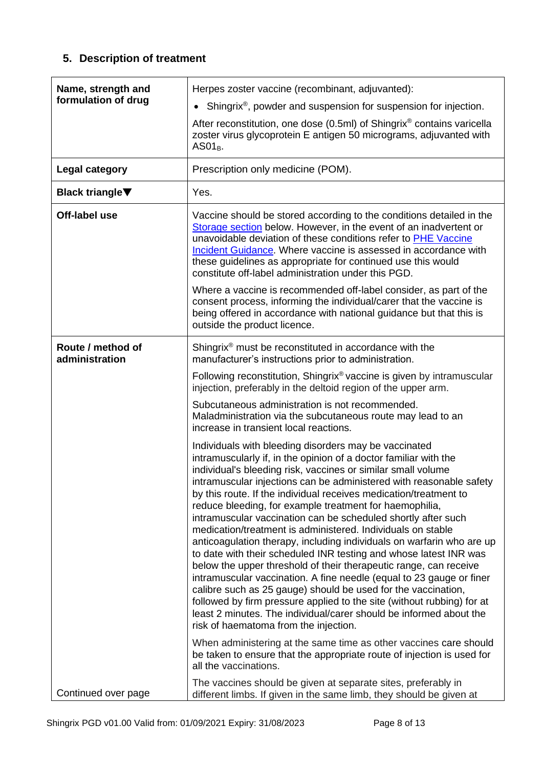## 5. Description of treatment

| Name, strength and formulation of drug | Herpes zoster vaccine (recombinant, adjuvanted):<br>• Shingrix®, powder and suspension for suspension for injection.<br>After reconstitution, one dose (0.5ml) of Shingrix® contains varicella zoster virus glycoprotein E antigen 50 micrograms, adjuvanted with $AS01_B$. |
|---|---|
| **Legal category** | Prescription only medicine (POM). |
| **Black triangle▼** | Yes. |
| **Off-label use** | Vaccine should be stored according to the conditions detailed in the Storage section below. However, in the event of an inadvertent or unavoidable deviation of these conditions refer to PHE Vaccine Incident Guidance. Where vaccine is assessed in accordance with these guidelines as appropriate for continued use this would constitute off-label administration under this PGD.<br>Where a vaccine is recommended off-label consider, as part of the consent process, informing the individual/carer that the vaccine is being offered in accordance with national guidance but that this is outside the product licence. |
| **Route / method of administration**<br><br>Continued over page | Shingrix® must be reconstituted in accordance with the manufacturer's instructions prior to administration.<br>Following reconstitution, Shingrix® vaccine is given by intramuscular injection, preferably in the deltoid region of the upper arm.<br>Subcutaneous administration is not recommended. Maladministration via the subcutaneous route may lead to an increase in transient local reactions.<br>Individuals with bleeding disorders may be vaccinated intramuscularly if, in the opinion of a doctor familiar with the individual's bleeding risk, vaccines or similar small volume intramuscular injections can be administered with reasonable safety by this route. If the individual receives medication/treatment to reduce bleeding, for example treatment for haemophilia, intramuscular vaccination can be scheduled shortly after such medication/treatment is administered. Individuals on stable anticoagulation therapy, including individuals on warfarin who are up to date with their scheduled INR testing and whose latest INR was below the upper threshold of their therapeutic range, can receive intramuscular vaccination. A fine needle (equal to 23 gauge or finer calibre such as 25 gauge) should be used for the vaccination, followed by firm pressure applied to the site (without rubbing) for at least 2 minutes. The individual/carer should be informed about the risk of haematoma from the injection.<br>When administering at the same time as other vaccines care should be taken to ensure that the appropriate route of injection is used for all the vaccinations.<br>The vaccines should be given at separate sites, preferably in different limbs. If given in the same limb, they should be given at |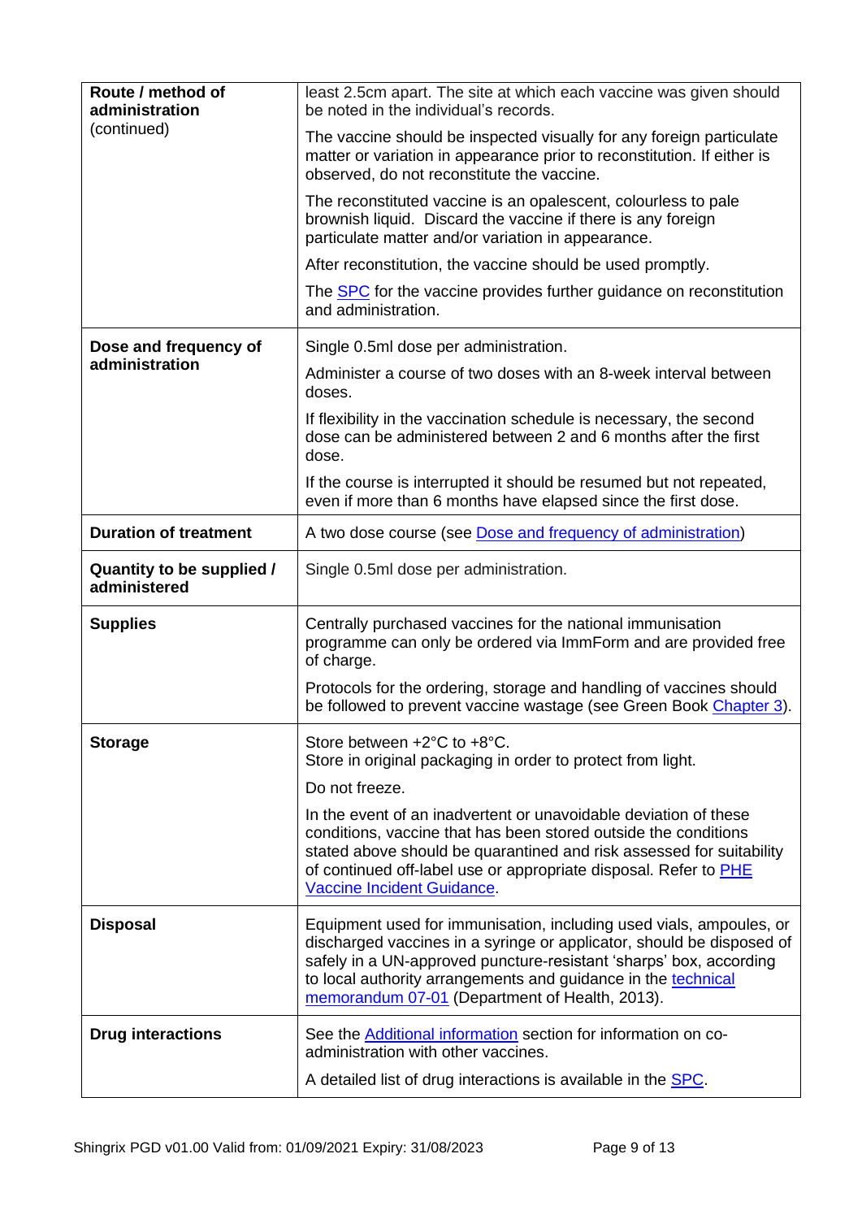| | |
|---|---|
| **Route / method of administration** (continued) | least 2.5cm apart. The site at which each vaccine was given should be noted in the individual's records.<br><br>The vaccine should be inspected visually for any foreign particulate matter or variation in appearance prior to reconstitution. If either is observed, do not reconstitute the vaccine.<br><br>The reconstituted vaccine is an opalescent, colourless to pale brownish liquid. Discard the vaccine if there is any foreign particulate matter and/or variation in appearance.<br><br>After reconstitution, the vaccine should be used promptly.<br><br>The SPC for the vaccine provides further guidance on reconstitution and administration. |
| **Dose and frequency of administration** | Single 0.5ml dose per administration.<br><br>Administer a course of two doses with an 8-week interval between doses.<br><br>If flexibility in the vaccination schedule is necessary, the second dose can be administered between 2 and 6 months after the first dose.<br><br>If the course is interrupted it should be resumed but not repeated, even if more than 6 months have elapsed since the first dose. |
| **Duration of treatment** | A two dose course (see Dose and frequency of administration) |
| **Quantity to be supplied / administered** | Single 0.5ml dose per administration. |
| **Supplies** | Centrally purchased vaccines for the national immunisation programme can only be ordered via ImmForm and are provided free of charge.<br><br>Protocols for the ordering, storage and handling of vaccines should be followed to prevent vaccine wastage (see Green Book Chapter 3). |
| **Storage** | Store between +2°C to +8°C.<br>Store in original packaging in order to protect from light.<br><br>Do not freeze.<br><br>In the event of an inadvertent or unavoidable deviation of these conditions, vaccine that has been stored outside the conditions stated above should be quarantined and risk assessed for suitability of continued off-label use or appropriate disposal. Refer to PHE Vaccine Incident Guidance. |
| **Disposal** | Equipment used for immunisation, including used vials, ampoules, or discharged vaccines in a syringe or applicator, should be disposed of safely in a UN-approved puncture-resistant 'sharps' box, according to local authority arrangements and guidance in the technical memorandum 07-01 (Department of Health, 2013). |
| **Drug interactions** | See the Additional information section for information on co-administration with other vaccines.<br><br>A detailed list of drug interactions is available in the SPC. |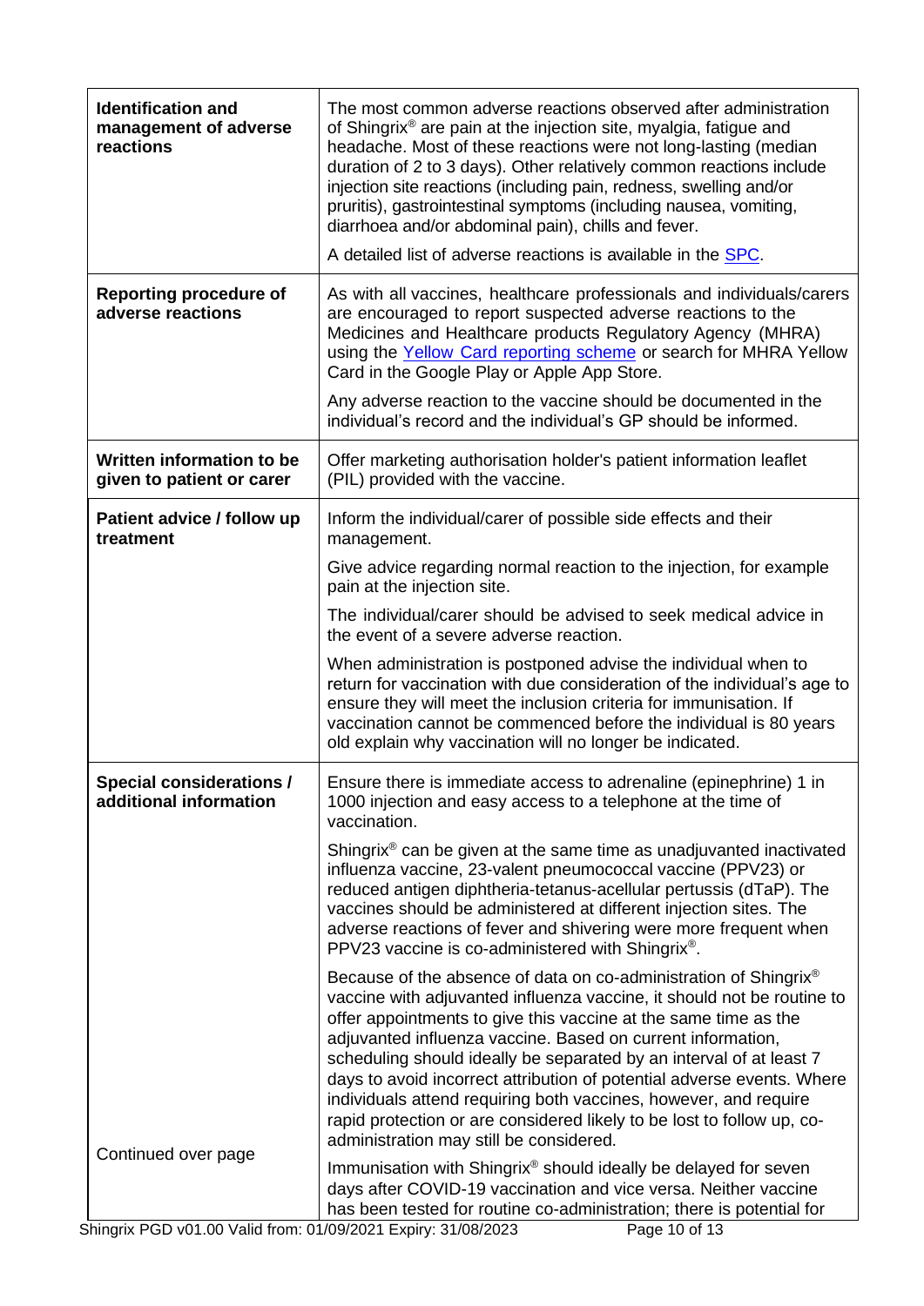| | |
|---|---|
| **Identification and management of adverse reactions** | The most common adverse reactions observed after administration of Shingrix® are pain at the injection site, myalgia, fatigue and headache. Most of these reactions were not long-lasting (median duration of 2 to 3 days). Other relatively common reactions include injection site reactions (including pain, redness, swelling and/or pruritis), gastrointestinal symptoms (including nausea, vomiting, diarrhoea and/or abdominal pain), chills and fever.<br><br>A detailed list of adverse reactions is available in the SPC. |
| **Reporting procedure of adverse reactions** | As with all vaccines, healthcare professionals and individuals/carers are encouraged to report suspected adverse reactions to the Medicines and Healthcare products Regulatory Agency (MHRA) using the Yellow Card reporting scheme or search for MHRA Yellow Card in the Google Play or Apple App Store.<br><br>Any adverse reaction to the vaccine should be documented in the individual's record and the individual's GP should be informed. |
| **Written information to be given to patient or carer** | Offer marketing authorisation holder's patient information leaflet (PIL) provided with the vaccine. |
| **Patient advice / follow up treatment** | Inform the individual/carer of possible side effects and their management.<br><br>Give advice regarding normal reaction to the injection, for example pain at the injection site.<br><br>The individual/carer should be advised to seek medical advice in the event of a severe adverse reaction.<br><br>When administration is postponed advise the individual when to return for vaccination with due consideration of the individual's age to ensure they will meet the inclusion criteria for immunisation. If vaccination cannot be commenced before the individual is 80 years old explain why vaccination will no longer be indicated. |
| **Special considerations / additional information**<br><br>Continued over page | Ensure there is immediate access to adrenaline (epinephrine) 1 in 1000 injection and easy access to a telephone at the time of vaccination.<br><br>Shingrix® can be given at the same time as unadjuvanted inactivated influenza vaccine, 23-valent pneumococcal vaccine (PPV23) or reduced antigen diphtheria-tetanus-acellular pertussis (dTaP). The vaccines should be administered at different injection sites. The adverse reactions of fever and shivering were more frequent when PPV23 vaccine is co-administered with Shingrix®.<br><br>Because of the absence of data on co-administration of Shingrix® vaccine with adjuvanted influenza vaccine, it should not be routine to offer appointments to give this vaccine at the same time as the adjuvanted influenza vaccine. Based on current information, scheduling should ideally be separated by an interval of at least 7 days to avoid incorrect attribution of potential adverse events. Where individuals attend requiring both vaccines, however, and require rapid protection or are considered likely to be lost to follow up, co-administration may still be considered.<br><br>Immunisation with Shingrix® should ideally be delayed for seven days after COVID-19 vaccination and vice versa. Neither vaccine has been tested for routine co-administration; there is potential for |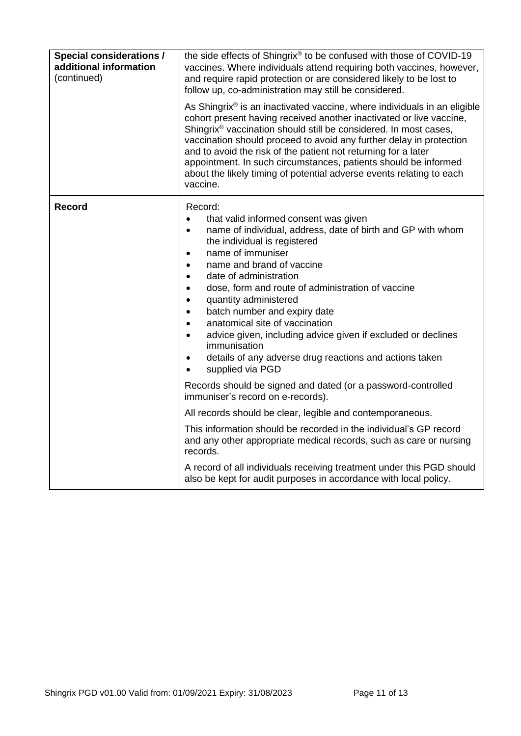| | |
|---|---|
| **Special considerations / additional information** (continued) | the side effects of Shingrix® to be confused with those of COVID-19 vaccines. Where individuals attend requiring both vaccines, however, and require rapid protection or are considered likely to be lost to follow up, co-administration may still be considered.<br><br>As Shingrix® is an inactivated vaccine, where individuals in an eligible cohort present having received another inactivated or live vaccine, Shingrix® vaccination should still be considered. In most cases, vaccination should proceed to avoid any further delay in protection and to avoid the risk of the patient not returning for a later appointment. In such circumstances, patients should be informed about the likely timing of potential adverse events relating to each vaccine. |
| **Record** | Record:<br>• that valid informed consent was given<br>• name of individual, address, date of birth and GP with whom the individual is registered<br>• name of immuniser<br>• name and brand of vaccine<br>• date of administration<br>• dose, form and route of administration of vaccine<br>• quantity administered<br>• batch number and expiry date<br>• anatomical site of vaccination<br>• advice given, including advice given if excluded or declines immunisation<br>• details of any adverse drug reactions and actions taken<br>• supplied via PGD<br><br>Records should be signed and dated (or a password-controlled immuniser's record on e-records).<br><br>All records should be clear, legible and contemporaneous.<br><br>This information should be recorded in the individual's GP record and any other appropriate medical records, such as care or nursing records.<br><br>A record of all individuals receiving treatment under this PGD should also be kept for audit purposes in accordance with local policy. |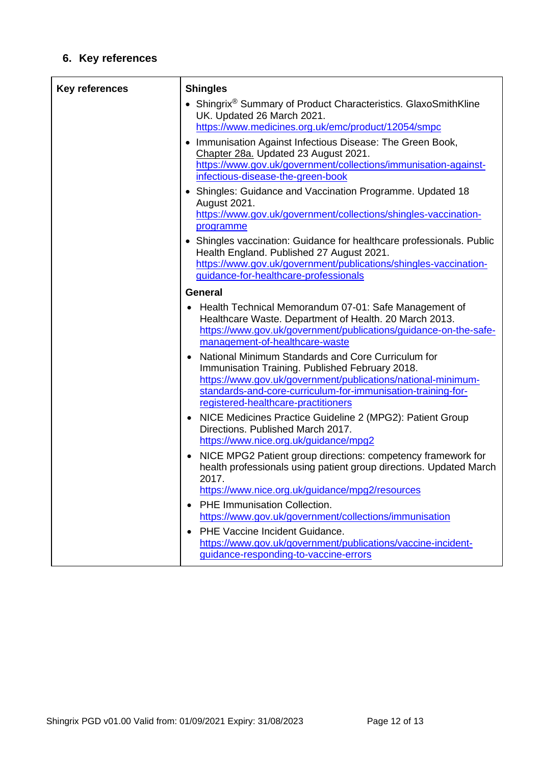## 6. Key references

| Key references | **Shingles**<br>• Shingrix® Summary of Product Characteristics. GlaxoSmithKline UK. Updated 26 March 2021. https://www.medicines.org.uk/emc/product/12054/smpc<br>• Immunisation Against Infectious Disease: The Green Book, Chapter 28a. Updated 23 August 2021. https://www.gov.uk/government/collections/immunisation-against-infectious-disease-the-green-book<br>• Shingles: Guidance and Vaccination Programme. Updated 18 August 2021. https://www.gov.uk/government/collections/shingles-vaccination-programme<br>• Shingles vaccination: Guidance for healthcare professionals. Public Health England. Published 27 August 2021. https://www.gov.uk/government/publications/shingles-vaccination-guidance-for-healthcare-professionals<br>**General**<br>• Health Technical Memorandum 07-01: Safe Management of Healthcare Waste. Department of Health. 20 March 2013. https://www.gov.uk/government/publications/guidance-on-the-safe-management-of-healthcare-waste<br>• National Minimum Standards and Core Curriculum for Immunisation Training. Published February 2018. https://www.gov.uk/government/publications/national-minimum-standards-and-core-curriculum-for-immunisation-training-for-registered-healthcare-practitioners<br>• NICE Medicines Practice Guideline 2 (MPG2): Patient Group Directions. Published March 2017. https://www.nice.org.uk/guidance/mpg2<br>• NICE MPG2 Patient group directions: competency framework for health professionals using patient group directions. Updated March 2017. https://www.nice.org.uk/guidance/mpg2/resources<br>• PHE Immunisation Collection. https://www.gov.uk/government/collections/immunisation<br>• PHE Vaccine Incident Guidance. https://www.gov.uk/government/publications/vaccine-incident-guidance-responding-to-vaccine-errors |
|---|---|

Shingrix PGD v01.00 Valid from: 01/09/2021 Expiry: 31/08/2023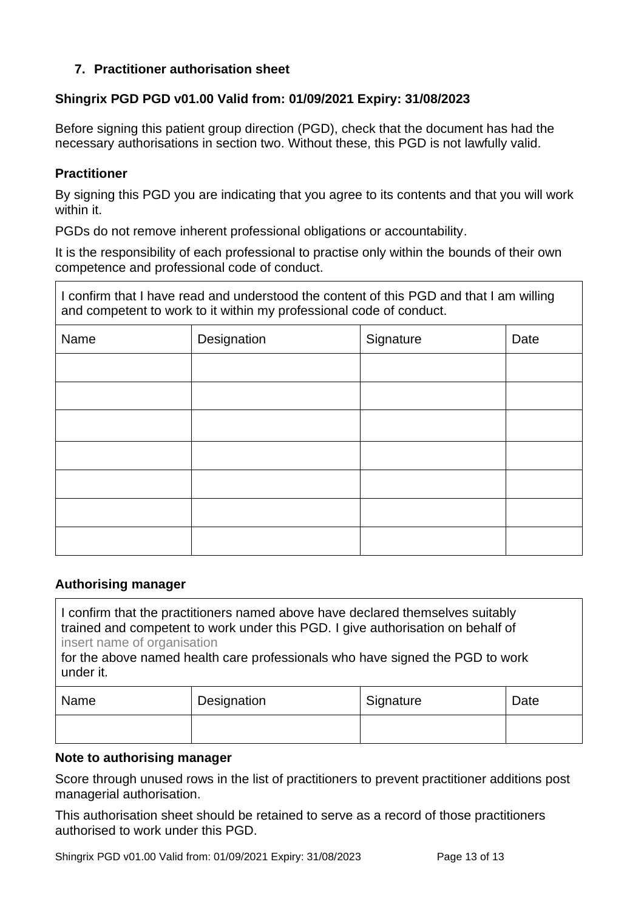## 7. Practitioner authorisation sheet

**Shingrix PGD PGD v01.00 Valid from: 01/09/2021 Expiry: 31/08/2023**

Before signing this patient group direction (PGD), check that the document has had the necessary authorisations in section two. Without these, this PGD is not lawfully valid.

### Practitioner

By signing this PGD you are indicating that you agree to its contents and that you will work within it.

PGDs do not remove inherent professional obligations or accountability.

It is the responsibility of each professional to practise only within the bounds of their own competence and professional code of conduct.

I confirm that I have read and understood the content of this PGD and that I am willing and competent to work to it within my professional code of conduct.

| Name | Designation | Signature | Date |
|---|---|---|---|
| | | | |
| | | | |
| | | | |
| | | | |
| | | | |
| | | | |
| | | | |

### Authorising manager

I confirm that the practitioners named above have declared themselves suitably trained and competent to work under this PGD. I give authorisation on behalf of insert name of organisation for the above named health care professionals who have signed the PGD to work under it.

| Name | Designation | Signature | Date |
|---|---|---|---|
| | | | |

### Note to authorising manager

Score through unused rows in the list of practitioners to prevent practitioner additions post managerial authorisation.

This authorisation sheet should be retained to serve as a record of those practitioners authorised to work under this PGD.